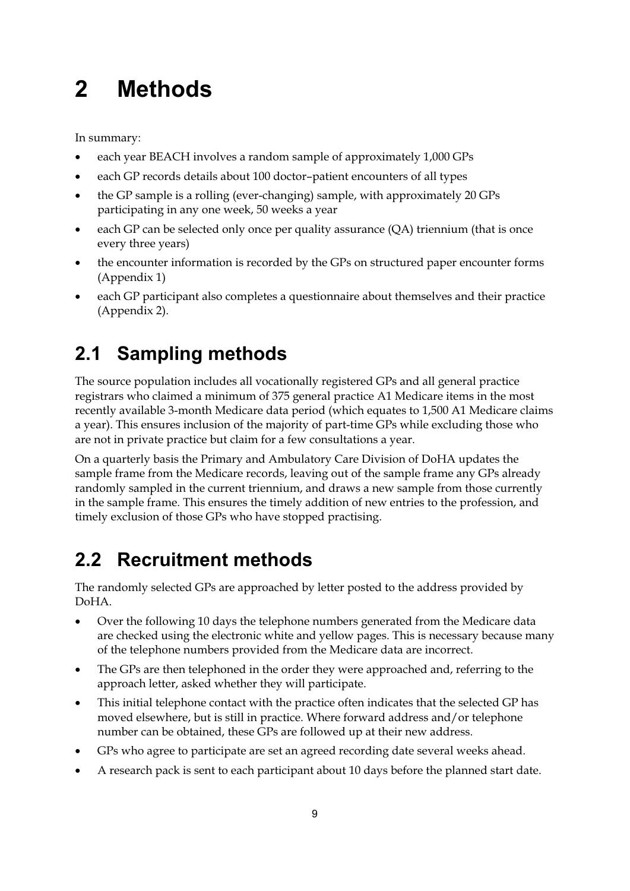# 2 Methods

In summary:

- each year BEACH involves a random sample of approximately 1,000 GPs
- each GP records details about 100 doctor–patient encounters of all types
- the GP sample is a rolling (ever-changing) sample, with approximately 20 GPs participating in any one week, 50 weeks a year
- each GP can be selected only once per quality assurance (QA) triennium (that is once every three years)
- the encounter information is recorded by the GPs on structured paper encounter forms (Appendix 1)
- each GP participant also completes a questionnaire about themselves and their practice (Appendix 2).

## 2.1 Sampling methods

The source population includes all vocationally registered GPs and all general practice registrars who claimed a minimum of 375 general practice A1 Medicare items in the most recently available 3-month Medicare data period (which equates to 1,500 A1 Medicare claims a year). This ensures inclusion of the majority of part-time GPs while excluding those who are not in private practice but claim for a few consultations a year.

On a quarterly basis the Primary and Ambulatory Care Division of DoHA updates the sample frame from the Medicare records, leaving out of the sample frame any GPs already randomly sampled in the current triennium, and draws a new sample from those currently in the sample frame. This ensures the timely addition of new entries to the profession, and timely exclusion of those GPs who have stopped practising.

## 2.2 Recruitment methods

The randomly selected GPs are approached by letter posted to the address provided by DoHA.

- Over the following 10 days the telephone numbers generated from the Medicare data are checked using the electronic white and yellow pages. This is necessary because many of the telephone numbers provided from the Medicare data are incorrect.
- The GPs are then telephoned in the order they were approached and, referring to the approach letter, asked whether they will participate.
- This initial telephone contact with the practice often indicates that the selected GP has moved elsewhere, but is still in practice. Where forward address and/or telephone number can be obtained, these GPs are followed up at their new address.
- GPs who agree to participate are set an agreed recording date several weeks ahead.
- A research pack is sent to each participant about 10 days before the planned start date.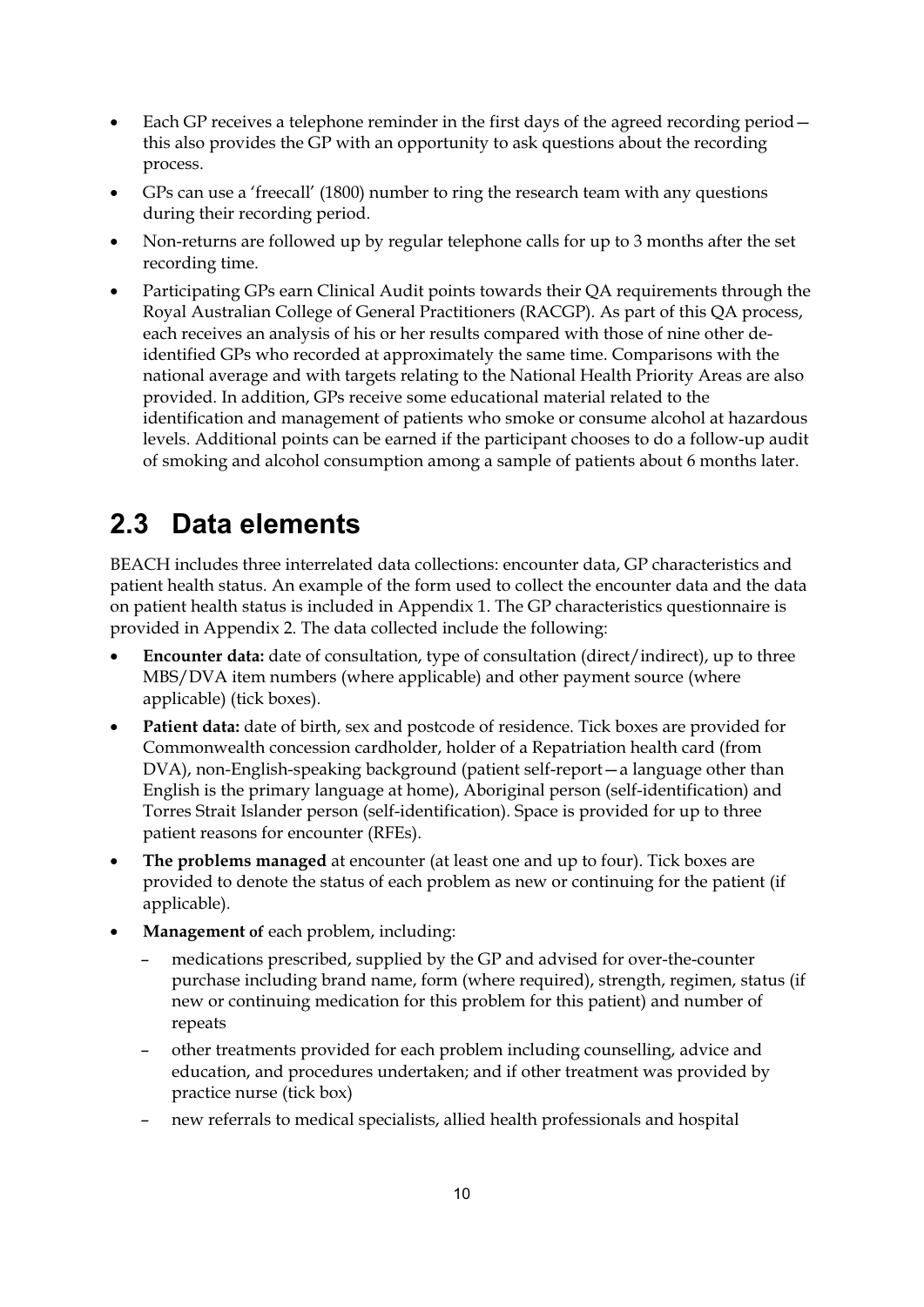- Each GP receives a telephone reminder in the first days of the agreed recording period—this also provides the GP with an opportunity to ask questions about the recording process.
- GPs can use a 'freecall' (1800) number to ring the research team with any questions during their recording period.
- Non-returns are followed up by regular telephone calls for up to 3 months after the set recording time.
- Participating GPs earn Clinical Audit points towards their QA requirements through the Royal Australian College of General Practitioners (RACGP). As part of this QA process, each receives an analysis of his or her results compared with those of nine other de-identified GPs who recorded at approximately the same time. Comparisons with the national average and with targets relating to the National Health Priority Areas are also provided. In addition, GPs receive some educational material related to the identification and management of patients who smoke or consume alcohol at hazardous levels. Additional points can be earned if the participant chooses to do a follow-up audit of smoking and alcohol consumption among a sample of patients about 6 months later.

## 2.3 Data elements

BEACH includes three interrelated data collections: encounter data, GP characteristics and patient health status. An example of the form used to collect the encounter data and the data on patient health status is included in Appendix 1. The GP characteristics questionnaire is provided in Appendix 2. The data collected include the following:

- **Encounter data:** date of consultation, type of consultation (direct/indirect), up to three MBS/DVA item numbers (where applicable) and other payment source (where applicable) (tick boxes).
- **Patient data:** date of birth, sex and postcode of residence. Tick boxes are provided for Commonwealth concession cardholder, holder of a Repatriation health card (from DVA), non-English-speaking background (patient self-report—a language other than English is the primary language at home), Aboriginal person (self-identification) and Torres Strait Islander person (self-identification). Space is provided for up to three patient reasons for encounter (RFEs).
- **The problems managed** at encounter (at least one and up to four). Tick boxes are provided to denote the status of each problem as new or continuing for the patient (if applicable).
- **Management of** each problem, including:
  - medications prescribed, supplied by the GP and advised for over-the-counter purchase including brand name, form (where required), strength, regimen, status (if new or continuing medication for this problem for this patient) and number of repeats
  - other treatments provided for each problem including counselling, advice and education, and procedures undertaken; and if other treatment was provided by practice nurse (tick box)
  - new referrals to medical specialists, allied health professionals and hospital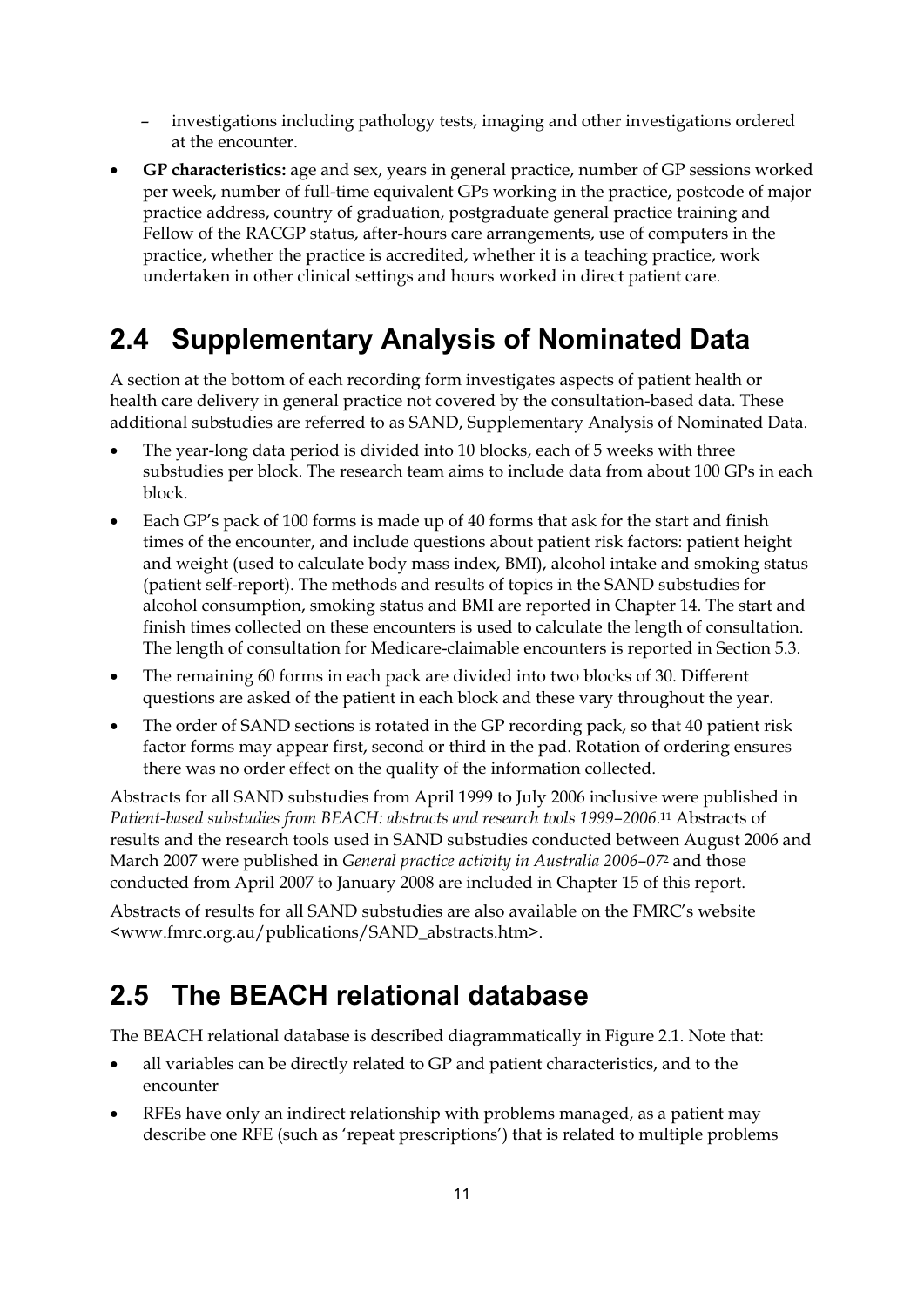- investigations including pathology tests, imaging and other investigations ordered at the encounter.
- **GP characteristics:** age and sex, years in general practice, number of GP sessions worked per week, number of full-time equivalent GPs working in the practice, postcode of major practice address, country of graduation, postgraduate general practice training and Fellow of the RACGP status, after-hours care arrangements, use of computers in the practice, whether the practice is accredited, whether it is a teaching practice, work undertaken in other clinical settings and hours worked in direct patient care.

## 2.4 Supplementary Analysis of Nominated Data

A section at the bottom of each recording form investigates aspects of patient health or health care delivery in general practice not covered by the consultation-based data. These additional substudies are referred to as SAND, Supplementary Analysis of Nominated Data.

- The year-long data period is divided into 10 blocks, each of 5 weeks with three substudies per block. The research team aims to include data from about 100 GPs in each block.
- Each GP's pack of 100 forms is made up of 40 forms that ask for the start and finish times of the encounter, and include questions about patient risk factors: patient height and weight (used to calculate body mass index, BMI), alcohol intake and smoking status (patient self-report). The methods and results of topics in the SAND substudies for alcohol consumption, smoking status and BMI are reported in Chapter 14. The start and finish times collected on these encounters is used to calculate the length of consultation. The length of consultation for Medicare-claimable encounters is reported in Section 5.3.
- The remaining 60 forms in each pack are divided into two blocks of 30. Different questions are asked of the patient in each block and these vary throughout the year.
- The order of SAND sections is rotated in the GP recording pack, so that 40 patient risk factor forms may appear first, second or third in the pad. Rotation of ordering ensures there was no order effect on the quality of the information collected.

Abstracts for all SAND substudies from April 1999 to July 2006 inclusive were published in *Patient-based substudies from BEACH: abstracts and research tools 1999–2006*.[11] Abstracts of results and the research tools used in SAND substudies conducted between August 2006 and March 2007 were published in *General practice activity in Australia 2006–07*[2] and those conducted from April 2007 to January 2008 are included in Chapter 15 of this report.

Abstracts of results for all SAND substudies are also available on the FMRC's website <www.fmrc.org.au/publications/SAND_abstracts.htm>.

## 2.5 The BEACH relational database

The BEACH relational database is described diagrammatically in Figure 2.1. Note that:

- all variables can be directly related to GP and patient characteristics, and to the encounter
- RFEs have only an indirect relationship with problems managed, as a patient may describe one RFE (such as 'repeat prescriptions') that is related to multiple problems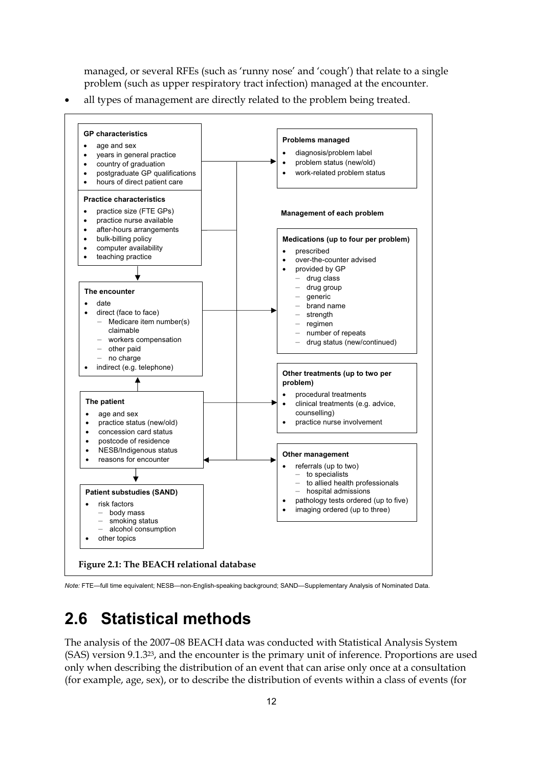managed, or several RFEs (such as 'runny nose' and 'cough') that relate to a single problem (such as upper respiratory tract infection) managed at the encounter.

- all types of management are directly related to the problem being treated.

**GP characteristics**

- age and sex
- years in general practice
- country of graduation
- postgraduate GP qualifications
- hours of direct patient care

**Practice characteristics**

- practice size (FTE GPs)
- practice nurse available
- after-hours arrangements
- bulk-billing policy
- computer availability
- teaching practice

**The encounter**

- date
- direct (face to face)
  - Medicare item number(s) claimable
  - workers compensation
  - other paid
  - no charge
- indirect (e.g. telephone)

**The patient**

- age and sex
- practice status (new/old)
- concession card status
- postcode of residence
- NESB/Indigenous status
- reasons for encounter

**Patient substudies (SAND)**

- risk factors
  - body mass
  - smoking status
  - alcohol consumption
- other topics

**Problems managed**

- diagnosis/problem label
- problem status (new/old)
- work-related problem status

**Management of each problem**

**Medications (up to four per problem)**

- prescribed
- over-the-counter advised
- provided by GP
  - drug class
  - drug group
  - generic
  - brand name
  - strength
  - regimen
  - number of repeats
  - drug status (new/continued)

**Other treatments (up to two per problem)**

- procedural treatments
- clinical treatments (e.g. advice, counselling)
- practice nurse involvement

**Other management**

- referrals (up to two)
  - to specialists
  - to allied health professionals
  - hospital admissions
- pathology tests ordered (up to five)
- imaging ordered (up to three)

**Figure 2.1: The BEACH relational database**

*Note:* FTE—full time equivalent; NESB—non-English-speaking background; SAND—Supplementary Analysis of Nominated Data.

## 2.6 Statistical methods

The analysis of the 2007–08 BEACH data was conducted with Statistical Analysis System (SAS) version 9.1.3[23], and the encounter is the primary unit of inference. Proportions are used only when describing the distribution of an event that can arise only once at a consultation (for example, age, sex), or to describe the distribution of events within a class of events (for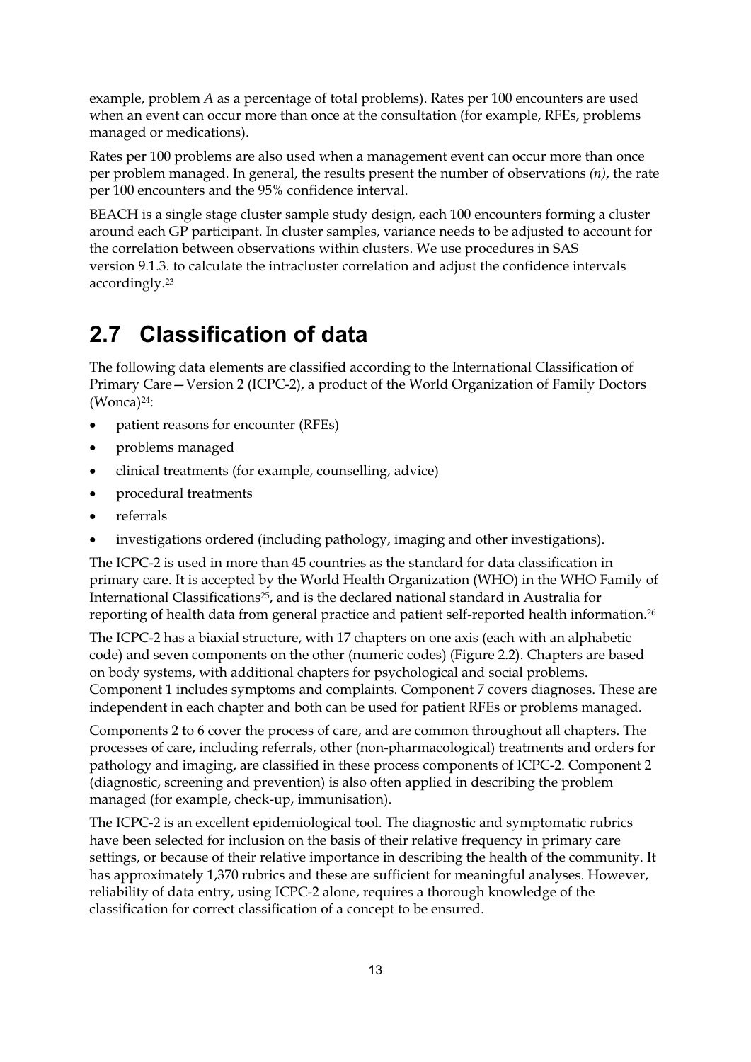example, problem *A* as a percentage of total problems). Rates per 100 encounters are used when an event can occur more than once at the consultation (for example, RFEs, problems managed or medications).

Rates per 100 problems are also used when a management event can occur more than once per problem managed. In general, the results present the number of observations *(n)*, the rate per 100 encounters and the 95% confidence interval.

BEACH is a single stage cluster sample study design, each 100 encounters forming a cluster around each GP participant. In cluster samples, variance needs to be adjusted to account for the correlation between observations within clusters. We use procedures in SAS version 9.1.3. to calculate the intracluster correlation and adjust the confidence intervals accordingly.[23]

## 2.7 Classification of data

The following data elements are classified according to the International Classification of Primary Care—Version 2 (ICPC-2), a product of the World Organization of Family Doctors (Wonca)[24]:

- patient reasons for encounter (RFEs)
- problems managed
- clinical treatments (for example, counselling, advice)
- procedural treatments
- referrals
- investigations ordered (including pathology, imaging and other investigations).

The ICPC-2 is used in more than 45 countries as the standard for data classification in primary care. It is accepted by the World Health Organization (WHO) in the WHO Family of International Classifications[25], and is the declared national standard in Australia for reporting of health data from general practice and patient self-reported health information.[26]

The ICPC-2 has a biaxial structure, with 17 chapters on one axis (each with an alphabetic code) and seven components on the other (numeric codes) (Figure 2.2). Chapters are based on body systems, with additional chapters for psychological and social problems. Component 1 includes symptoms and complaints. Component 7 covers diagnoses. These are independent in each chapter and both can be used for patient RFEs or problems managed.

Components 2 to 6 cover the process of care, and are common throughout all chapters. The processes of care, including referrals, other (non-pharmacological) treatments and orders for pathology and imaging, are classified in these process components of ICPC-2. Component 2 (diagnostic, screening and prevention) is also often applied in describing the problem managed (for example, check-up, immunisation).

The ICPC-2 is an excellent epidemiological tool. The diagnostic and symptomatic rubrics have been selected for inclusion on the basis of their relative frequency in primary care settings, or because of their relative importance in describing the health of the community. It has approximately 1,370 rubrics and these are sufficient for meaningful analyses. However, reliability of data entry, using ICPC-2 alone, requires a thorough knowledge of the classification for correct classification of a concept to be ensured.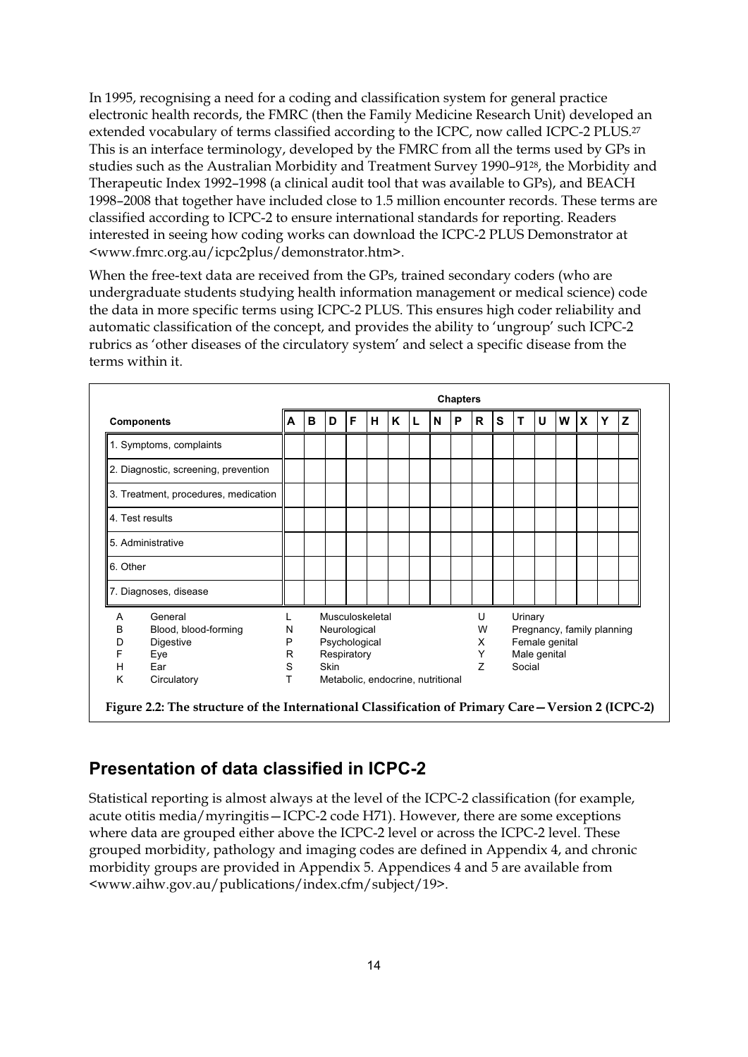In 1995, recognising a need for a coding and classification system for general practice electronic health records, the FMRC (then the Family Medicine Research Unit) developed an extended vocabulary of terms classified according to the ICPC, now called ICPC-2 PLUS.[27] This is an interface terminology, developed by the FMRC from all the terms used by GPs in studies such as the Australian Morbidity and Treatment Survey 1990–91[28], the Morbidity and Therapeutic Index 1992–1998 (a clinical audit tool that was available to GPs), and BEACH 1998–2008 that together have included close to 1.5 million encounter records. These terms are classified according to ICPC-2 to ensure international standards for reporting. Readers interested in seeing how coding works can download the ICPC-2 PLUS Demonstrator at <www.fmrc.org.au/icpc2plus/demonstrator.htm>.

When the free-text data are received from the GPs, trained secondary coders (who are undergraduate students studying health information management or medical science) code the data in more specific terms using ICPC-2 PLUS. This ensures high coder reliability and automatic classification of the concept, and provides the ability to 'ungroup' such ICPC-2 rubrics as 'other diseases of the circulatory system' and select a specific disease from the terms within it.

| | Chapters | | | | | | | | | | | | | | | | |
|---|---|---|---|---|---|---|---|---|---|---|---|---|---|---|---|---|---|
| **Components** | **A** | **B** | **D** | **F** | **H** | **K** | **L** | **N** | **P** | **R** | **S** | **T** | **U** | **W** | **X** | **Y** | **Z** |
| 1. Symptoms, complaints | | | | | | | | | | | | | | | | | |
| 2. Diagnostic, screening, prevention | | | | | | | | | | | | | | | | | |
| 3. Treatment, procedures, medication | | | | | | | | | | | | | | | | | |
| 4. Test results | | | | | | | | | | | | | | | | | |
| 5. Administrative | | | | | | | | | | | | | | | | | |
| 6. Other | | | | | | | | | | | | | | | | | |
| 7. Diagnoses, disease | | | | | | | | | | | | | | | | | |

| | | | | | |
|---|---|---|---|---|---|
| A | General | L | Musculoskeletal | U | Urinary |
| B | Blood, blood-forming | N | Neurological | W | Pregnancy, family planning |
| D | Digestive | P | Psychological | X | Female genital |
| F | Eye | R | Respiratory | Y | Male genital |
| H | Ear | S | Skin | Z | Social |
| K | Circulatory | T | Metabolic, endocrine, nutritional | | |

**Figure 2.2: The structure of the International Classification of Primary Care—Version 2 (ICPC-2)**

## Presentation of data classified in ICPC-2

Statistical reporting is almost always at the level of the ICPC-2 classification (for example, acute otitis media/myringitis—ICPC-2 code H71). However, there are some exceptions where data are grouped either above the ICPC-2 level or across the ICPC-2 level. These grouped morbidity, pathology and imaging codes are defined in Appendix 4, and chronic morbidity groups are provided in Appendix 5. Appendices 4 and 5 are available from <www.aihw.gov.au/publications/index.cfm/subject/19>.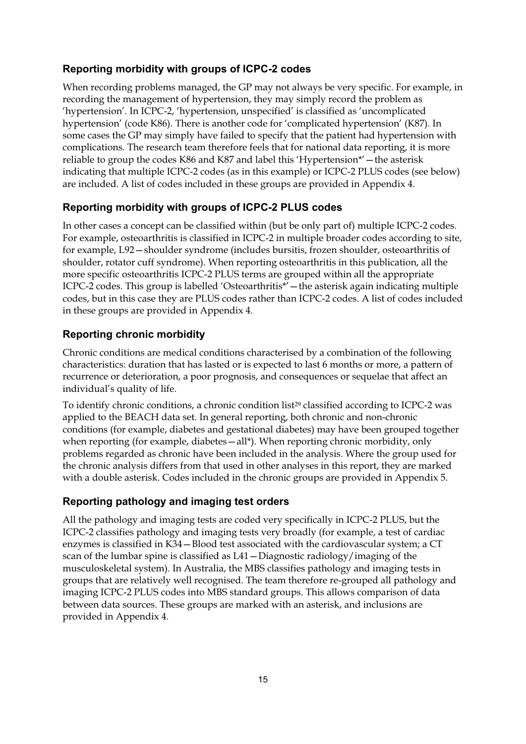### Reporting morbidity with groups of ICPC-2 codes

When recording problems managed, the GP may not always be very specific. For example, in recording the management of hypertension, they may simply record the problem as 'hypertension'. In ICPC-2, 'hypertension, unspecified' is classified as 'uncomplicated hypertension' (code K86). There is another code for 'complicated hypertension' (K87). In some cases the GP may simply have failed to specify that the patient had hypertension with complications. The research team therefore feels that for national data reporting, it is more reliable to group the codes K86 and K87 and label this 'Hypertension*'—the asterisk indicating that multiple ICPC-2 codes (as in this example) or ICPC-2 PLUS codes (see below) are included. A list of codes included in these groups are provided in Appendix 4.

### Reporting morbidity with groups of ICPC-2 PLUS codes

In other cases a concept can be classified within (but be only part of) multiple ICPC-2 codes. For example, osteoarthritis is classified in ICPC-2 in multiple broader codes according to site, for example, L92—shoulder syndrome (includes bursitis, frozen shoulder, osteoarthritis of shoulder, rotator cuff syndrome). When reporting osteoarthritis in this publication, all the more specific osteoarthritis ICPC-2 PLUS terms are grouped within all the appropriate ICPC-2 codes. This group is labelled 'Osteoarthritis*'—the asterisk again indicating multiple codes, but in this case they are PLUS codes rather than ICPC-2 codes. A list of codes included in these groups are provided in Appendix 4.

### Reporting chronic morbidity

Chronic conditions are medical conditions characterised by a combination of the following characteristics: duration that has lasted or is expected to last 6 months or more, a pattern of recurrence or deterioration, a poor prognosis, and consequences or sequelae that affect an individual's quality of life.

To identify chronic conditions, a chronic condition list[29] classified according to ICPC-2 was applied to the BEACH data set. In general reporting, both chronic and non-chronic conditions (for example, diabetes and gestational diabetes) may have been grouped together when reporting (for example, diabetes—all*). When reporting chronic morbidity, only problems regarded as chronic have been included in the analysis. Where the group used for the chronic analysis differs from that used in other analyses in this report, they are marked with a double asterisk. Codes included in the chronic groups are provided in Appendix 5.

### Reporting pathology and imaging test orders

All the pathology and imaging tests are coded very specifically in ICPC-2 PLUS, but the ICPC-2 classifies pathology and imaging tests very broadly (for example, a test of cardiac enzymes is classified in K34—Blood test associated with the cardiovascular system; a CT scan of the lumbar spine is classified as L41—Diagnostic radiology/imaging of the musculoskeletal system). In Australia, the MBS classifies pathology and imaging tests in groups that are relatively well recognised. The team therefore re-grouped all pathology and imaging ICPC-2 PLUS codes into MBS standard groups. This allows comparison of data between data sources. These groups are marked with an asterisk, and inclusions are provided in Appendix 4.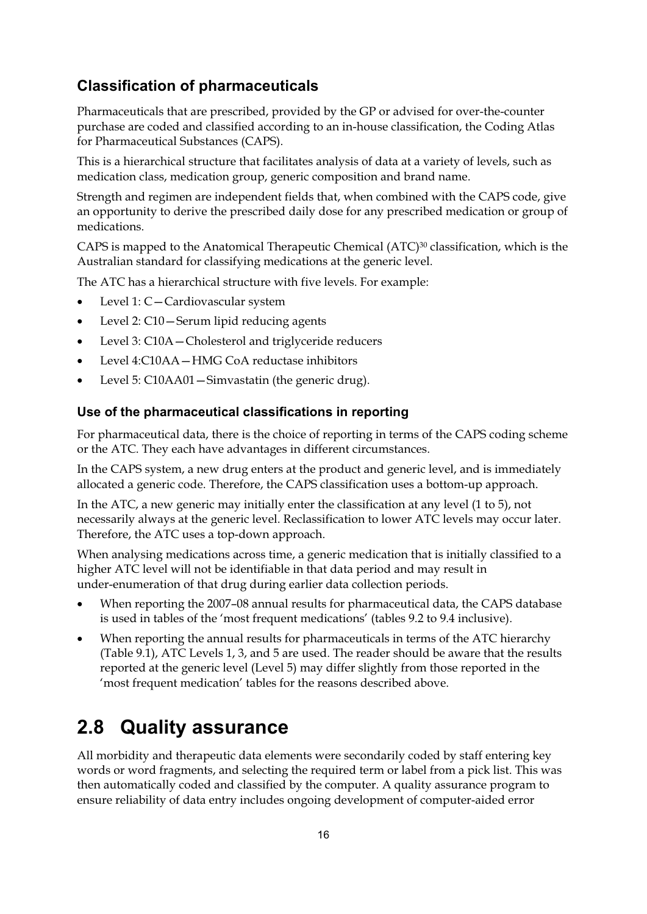### Classification of pharmaceuticals

Pharmaceuticals that are prescribed, provided by the GP or advised for over-the-counter purchase are coded and classified according to an in-house classification, the Coding Atlas for Pharmaceutical Substances (CAPS).

This is a hierarchical structure that facilitates analysis of data at a variety of levels, such as medication class, medication group, generic composition and brand name.

Strength and regimen are independent fields that, when combined with the CAPS code, give an opportunity to derive the prescribed daily dose for any prescribed medication or group of medications.

CAPS is mapped to the Anatomical Therapeutic Chemical (ATC)[30] classification, which is the Australian standard for classifying medications at the generic level.

The ATC has a hierarchical structure with five levels. For example:

- Level 1: C—Cardiovascular system
- Level 2: C10—Serum lipid reducing agents
- Level 3: C10A—Cholesterol and triglyceride reducers
- Level 4:C10AA—HMG CoA reductase inhibitors
- Level 5: C10AA01—Simvastatin (the generic drug).

#### Use of the pharmaceutical classifications in reporting

For pharmaceutical data, there is the choice of reporting in terms of the CAPS coding scheme or the ATC. They each have advantages in different circumstances.

In the CAPS system, a new drug enters at the product and generic level, and is immediately allocated a generic code. Therefore, the CAPS classification uses a bottom-up approach.

In the ATC, a new generic may initially enter the classification at any level (1 to 5), not necessarily always at the generic level. Reclassification to lower ATC levels may occur later. Therefore, the ATC uses a top-down approach.

When analysing medications across time, a generic medication that is initially classified to a higher ATC level will not be identifiable in that data period and may result in under-enumeration of that drug during earlier data collection periods.

- When reporting the 2007–08 annual results for pharmaceutical data, the CAPS database is used in tables of the 'most frequent medications' (tables 9.2 to 9.4 inclusive).
- When reporting the annual results for pharmaceuticals in terms of the ATC hierarchy (Table 9.1), ATC Levels 1, 3, and 5 are used. The reader should be aware that the results reported at the generic level (Level 5) may differ slightly from those reported in the 'most frequent medication' tables for the reasons described above.

## 2.8 Quality assurance

All morbidity and therapeutic data elements were secondarily coded by staff entering key words or word fragments, and selecting the required term or label from a pick list. This was then automatically coded and classified by the computer. A quality assurance program to ensure reliability of data entry includes ongoing development of computer-aided error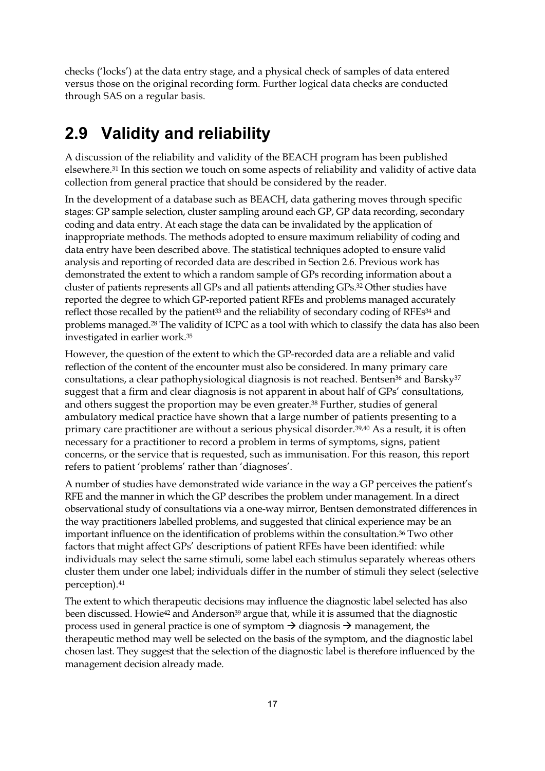checks ('locks') at the data entry stage, and a physical check of samples of data entered versus those on the original recording form. Further logical data checks are conducted through SAS on a regular basis.

## 2.9 Validity and reliability

A discussion of the reliability and validity of the BEACH program has been published elsewhere.[31] In this section we touch on some aspects of reliability and validity of active data collection from general practice that should be considered by the reader.

In the development of a database such as BEACH, data gathering moves through specific stages: GP sample selection, cluster sampling around each GP, GP data recording, secondary coding and data entry. At each stage the data can be invalidated by the application of inappropriate methods. The methods adopted to ensure maximum reliability of coding and data entry have been described above. The statistical techniques adopted to ensure valid analysis and reporting of recorded data are described in Section 2.6. Previous work has demonstrated the extent to which a random sample of GPs recording information about a cluster of patients represents all GPs and all patients attending GPs.[32] Other studies have reported the degree to which GP-reported patient RFEs and problems managed accurately reflect those recalled by the patient[33] and the reliability of secondary coding of RFEs[34] and problems managed.[28] The validity of ICPC as a tool with which to classify the data has also been investigated in earlier work.[35]

However, the question of the extent to which the GP-recorded data are a reliable and valid reflection of the content of the encounter must also be considered. In many primary care consultations, a clear pathophysiological diagnosis is not reached. Bentsen[36] and Barsky[37] suggest that a firm and clear diagnosis is not apparent in about half of GPs' consultations, and others suggest the proportion may be even greater.[38] Further, studies of general ambulatory medical practice have shown that a large number of patients presenting to a primary care practitioner are without a serious physical disorder.[39,40] As a result, it is often necessary for a practitioner to record a problem in terms of symptoms, signs, patient concerns, or the service that is requested, such as immunisation. For this reason, this report refers to patient 'problems' rather than 'diagnoses'.

A number of studies have demonstrated wide variance in the way a GP perceives the patient's RFE and the manner in which the GP describes the problem under management. In a direct observational study of consultations via a one-way mirror, Bentsen demonstrated differences in the way practitioners labelled problems, and suggested that clinical experience may be an important influence on the identification of problems within the consultation.[36] Two other factors that might affect GPs' descriptions of patient RFEs have been identified: while individuals may select the same stimuli, some label each stimulus separately whereas others cluster them under one label; individuals differ in the number of stimuli they select (selective perception).[41]

The extent to which therapeutic decisions may influence the diagnostic label selected has also been discussed. Howie[42] and Anderson[39] argue that, while it is assumed that the diagnostic process used in general practice is one of symptom → diagnosis → management, the therapeutic method may well be selected on the basis of the symptom, and the diagnostic label chosen last. They suggest that the selection of the diagnostic label is therefore influenced by the management decision already made.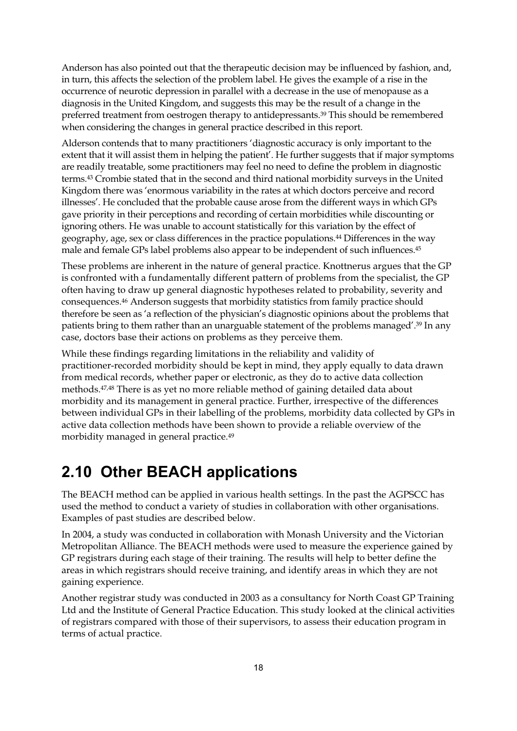Anderson has also pointed out that the therapeutic decision may be influenced by fashion, and, in turn, this affects the selection of the problem label. He gives the example of a rise in the occurrence of neurotic depression in parallel with a decrease in the use of menopause as a diagnosis in the United Kingdom, and suggests this may be the result of a change in the preferred treatment from oestrogen therapy to antidepressants.[39] This should be remembered when considering the changes in general practice described in this report.

Alderson contends that to many practitioners 'diagnostic accuracy is only important to the extent that it will assist them in helping the patient'. He further suggests that if major symptoms are readily treatable, some practitioners may feel no need to define the problem in diagnostic terms.[43] Crombie stated that in the second and third national morbidity surveys in the United Kingdom there was 'enormous variability in the rates at which doctors perceive and record illnesses'. He concluded that the probable cause arose from the different ways in which GPs gave priority in their perceptions and recording of certain morbidities while discounting or ignoring others. He was unable to account statistically for this variation by the effect of geography, age, sex or class differences in the practice populations.[44] Differences in the way male and female GPs label problems also appear to be independent of such influences.[45]

These problems are inherent in the nature of general practice. Knottnerus argues that the GP is confronted with a fundamentally different pattern of problems from the specialist, the GP often having to draw up general diagnostic hypotheses related to probability, severity and consequences.[46] Anderson suggests that morbidity statistics from family practice should therefore be seen as 'a reflection of the physician's diagnostic opinions about the problems that patients bring to them rather than an unarguable statement of the problems managed'.[39] In any case, doctors base their actions on problems as they perceive them.

While these findings regarding limitations in the reliability and validity of practitioner-recorded morbidity should be kept in mind, they apply equally to data drawn from medical records, whether paper or electronic, as they do to active data collection methods.[47,48] There is as yet no more reliable method of gaining detailed data about morbidity and its management in general practice. Further, irrespective of the differences between individual GPs in their labelling of the problems, morbidity data collected by GPs in active data collection methods have been shown to provide a reliable overview of the morbidity managed in general practice.[49]

## 2.10 Other BEACH applications

The BEACH method can be applied in various health settings. In the past the AGPSCC has used the method to conduct a variety of studies in collaboration with other organisations. Examples of past studies are described below.

In 2004, a study was conducted in collaboration with Monash University and the Victorian Metropolitan Alliance. The BEACH methods were used to measure the experience gained by GP registrars during each stage of their training. The results will help to better define the areas in which registrars should receive training, and identify areas in which they are not gaining experience.

Another registrar study was conducted in 2003 as a consultancy for North Coast GP Training Ltd and the Institute of General Practice Education. This study looked at the clinical activities of registrars compared with those of their supervisors, to assess their education program in terms of actual practice.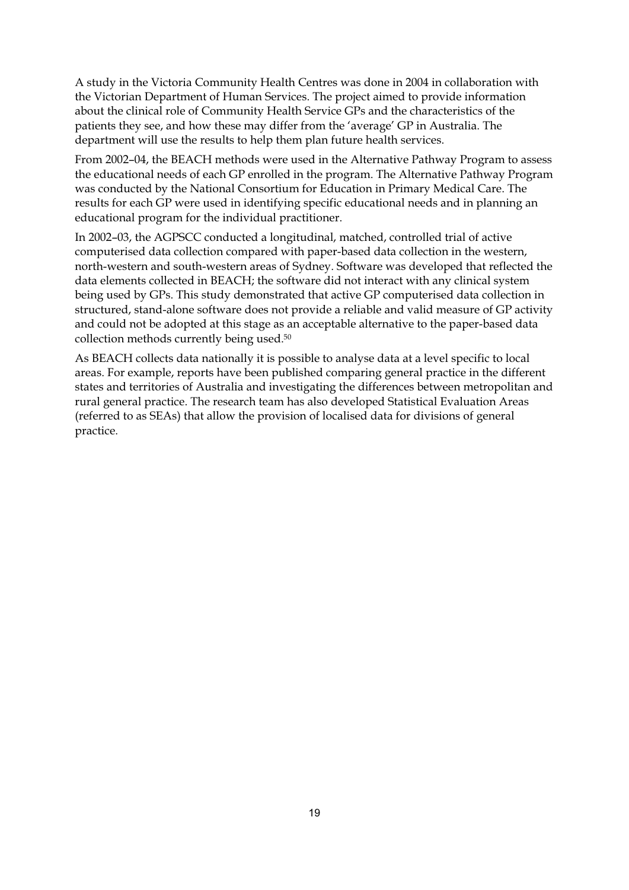A study in the Victoria Community Health Centres was done in 2004 in collaboration with the Victorian Department of Human Services. The project aimed to provide information about the clinical role of Community Health Service GPs and the characteristics of the patients they see, and how these may differ from the 'average' GP in Australia. The department will use the results to help them plan future health services.

From 2002–04, the BEACH methods were used in the Alternative Pathway Program to assess the educational needs of each GP enrolled in the program. The Alternative Pathway Program was conducted by the National Consortium for Education in Primary Medical Care. The results for each GP were used in identifying specific educational needs and in planning an educational program for the individual practitioner.

In 2002–03, the AGPSCC conducted a longitudinal, matched, controlled trial of active computerised data collection compared with paper-based data collection in the western, north-western and south-western areas of Sydney. Software was developed that reflected the data elements collected in BEACH; the software did not interact with any clinical system being used by GPs. This study demonstrated that active GP computerised data collection in structured, stand-alone software does not provide a reliable and valid measure of GP activity and could not be adopted at this stage as an acceptable alternative to the paper-based data collection methods currently being used.[50]

As BEACH collects data nationally it is possible to analyse data at a level specific to local areas. For example, reports have been published comparing general practice in the different states and territories of Australia and investigating the differences between metropolitan and rural general practice. The research team has also developed Statistical Evaluation Areas (referred to as SEAs) that allow the provision of localised data for divisions of general practice.